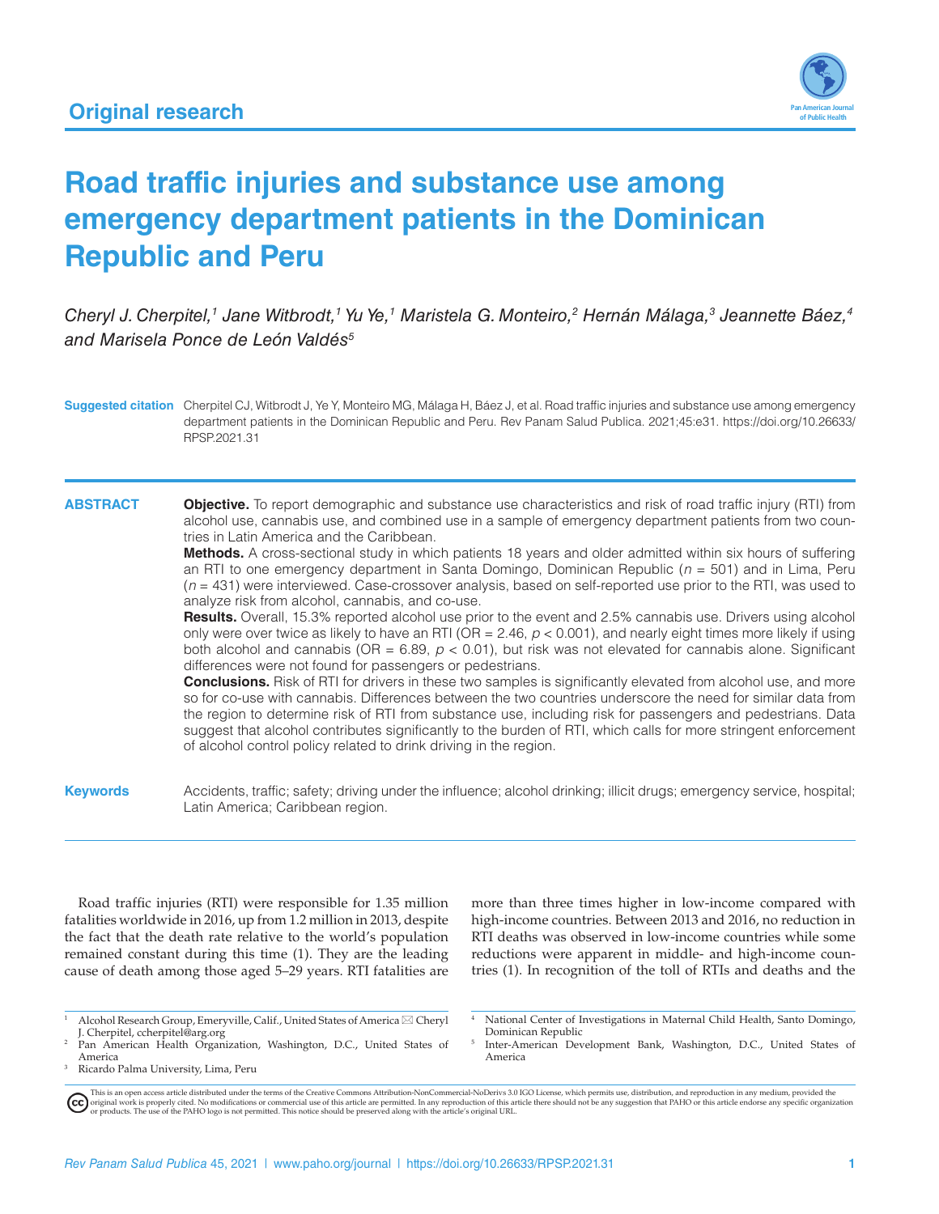Original research

# Road traffic injuries and substance use among emergency department patients in the Dominican Republic and Peru

*Cheryl J. Cherpitel,[1] Jane Witbrodt,[1] Yu Ye,[1] Maristela G. Monteiro,[2] Hernán Málaga,[3] Jeannette Báez,[4] and Marisela Ponce de León Valdés[5]*

**Suggested citation** Cherpitel CJ, Witbrodt J, Ye Y, Monteiro MG, Málaga H, Báez J, et al. Road traffic injuries and substance use among emergency department patients in the Dominican Republic and Peru. Rev Panam Salud Publica. 2021;45:e31. https://doi.org/10.26633/RPSP.2021.31

## ABSTRACT

**Objective.** To report demographic and substance use characteristics and risk of road traffic injury (RTI) from alcohol use, cannabis use, and combined use in a sample of emergency department patients from two countries in Latin America and the Caribbean.

**Methods.** A cross-sectional study in which patients 18 years and older admitted within six hours of suffering an RTI to one emergency department in Santo Domingo, Dominican Republic ($n$ = 501) and in Lima, Peru ($n$ = 431) were interviewed. Case-crossover analysis, based on self-reported use prior to the RTI, was used to analyze risk from alcohol, cannabis, and co-use.

**Results.** Overall, 15.3% reported alcohol use prior to the event and 2.5% cannabis use. Drivers using alcohol only were over twice as likely to have an RTI (OR = 2.46, $p < 0.001$), and nearly eight times more likely if using both alcohol and cannabis (OR = 6.89, $p < 0.01$), but risk was not elevated for cannabis alone. Significant differences were not found for passengers or pedestrians.

**Conclusions.** Risk of RTI for drivers in these two samples is significantly elevated from alcohol use, and more so for co-use with cannabis. Differences between the two countries underscore the need for similar data from the region to determine risk of RTI from substance use, including risk for passengers and pedestrians. Data suggest that alcohol contributes significantly to the burden of RTI, which calls for more stringent enforcement of alcohol control policy related to drink driving in the region.

**Keywords** Accidents, traffic; safety; driving under the influence; alcohol drinking; illicit drugs; emergency service, hospital; Latin America; Caribbean region.

Road traffic injuries (RTI) were responsible for 1.35 million fatalities worldwide in 2016, up from 1.2 million in 2013, despite the fact that the death rate relative to the world's population remained constant during this time (1). They are the leading cause of death among those aged 5–29 years. RTI fatalities are more than three times higher in low-income compared with high-income countries. Between 2013 and 2016, no reduction in RTI deaths was observed in low-income countries while some reductions were apparent in middle- and high-income countries (1). In recognition of the toll of RTIs and deaths and the

[1] Alcohol Research Group, Emeryville, Calif., United States of America ✉ Cheryl J. Cherpitel, ccherpitel@arg.org
[2] Pan American Health Organization, Washington, D.C., United States of America
[3] Ricardo Palma University, Lima, Peru
[4] National Center of Investigations in Maternal Child Health, Santo Domingo, Dominican Republic
[5] Inter-American Development Bank, Washington, D.C., United States of America

This is an open access article distributed under the terms of the Creative Commons Attribution-NonCommercial-NoDerivs 3.0 IGO License, which permits use, distribution, and reproduction in any medium, provided the original work is properly cited. No modifications or commercial use of this article are permitted. In any reproduction of this article there should not be any suggestion that PAHO or this article endorse any specific organization or products. The use of the PAHO logo is not permitted. This notice should be preserved along with the article's original URL.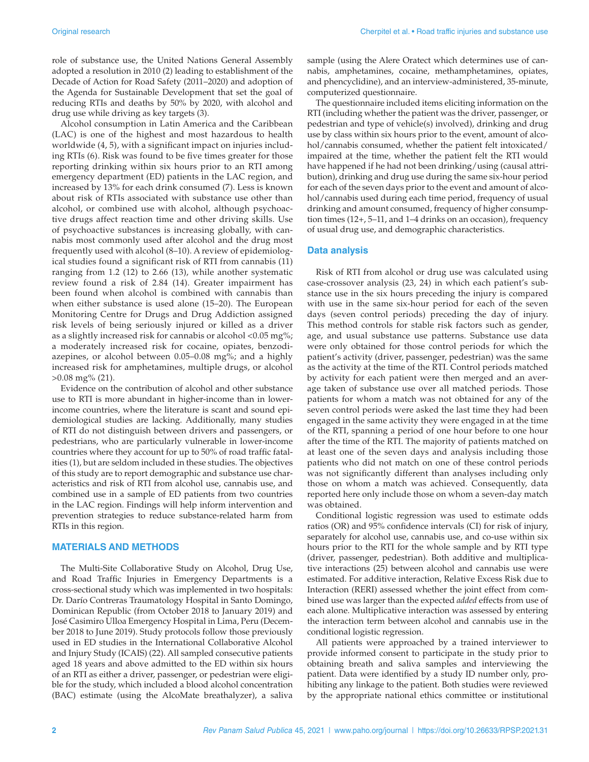role of substance use, the United Nations General Assembly adopted a resolution in 2010 (2) leading to establishment of the Decade of Action for Road Safety (2011–2020) and adoption of the Agenda for Sustainable Development that set the goal of reducing RTIs and deaths by 50% by 2020, with alcohol and drug use while driving as key targets (3).

Alcohol consumption in Latin America and the Caribbean (LAC) is one of the highest and most hazardous to health worldwide (4, 5), with a significant impact on injuries including RTIs (6). Risk was found to be five times greater for those reporting drinking within six hours prior to an RTI among emergency department (ED) patients in the LAC region, and increased by 13% for each drink consumed (7). Less is known about risk of RTIs associated with substance use other than alcohol, or combined use with alcohol, although psychoactive drugs affect reaction time and other driving skills. Use of psychoactive substances is increasing globally, with cannabis most commonly used after alcohol and the drug most frequently used with alcohol (8–10). A review of epidemiological studies found a significant risk of RTI from cannabis (11) ranging from 1.2 (12) to 2.66 (13), while another systematic review found a risk of 2.84 (14). Greater impairment has been found when alcohol is combined with cannabis than when either substance is used alone (15–20). The European Monitoring Centre for Drugs and Drug Addiction assigned risk levels of being seriously injured or killed as a driver as a slightly increased risk for cannabis or alcohol <0.05 mg%; a moderately increased risk for cocaine, opiates, benzodiazepines, or alcohol between 0.05–0.08 mg%; and a highly increased risk for amphetamines, multiple drugs, or alcohol >0.08 mg% (21).

Evidence on the contribution of alcohol and other substance use to RTI is more abundant in higher-income than in lower-income countries, where the literature is scant and sound epidemiological studies are lacking. Additionally, many studies of RTI do not distinguish between drivers and passengers, or pedestrians, who are particularly vulnerable in lower-income countries where they account for up to 50% of road traffic fatalities (1), but are seldom included in these studies. The objectives of this study are to report demographic and substance use characteristics and risk of RTI from alcohol use, cannabis use, and combined use in a sample of ED patients from two countries in the LAC region. Findings will help inform intervention and prevention strategies to reduce substance-related harm from RTIs in this region.

## MATERIALS AND METHODS

The Multi-Site Collaborative Study on Alcohol, Drug Use, and Road Traffic Injuries in Emergency Departments is a cross-sectional study which was implemented in two hospitals: Dr. Darío Contreras Traumatology Hospital in Santo Domingo, Dominican Republic (from October 2018 to January 2019) and José Casimiro Ulloa Emergency Hospital in Lima, Peru (December 2018 to June 2019). Study protocols follow those previously used in ED studies in the International Collaborative Alcohol and Injury Study (ICAIS) (22). All sampled consecutive patients aged 18 years and above admitted to the ED within six hours of an RTI as either a driver, passenger, or pedestrian were eligible for the study, which included a blood alcohol concentration (BAC) estimate (using the AlcoMate breathalyzer), a saliva sample (using the Alere Oratect which determines use of cannabis, amphetamines, cocaine, methamphetamines, opiates, and phencyclidine), and an interview-administered, 35-minute, computerized questionnaire.

The questionnaire included items eliciting information on the RTI (including whether the patient was the driver, passenger, or pedestrian and type of vehicle(s) involved), drinking and drug use by class within six hours prior to the event, amount of alcohol/cannabis consumed, whether the patient felt intoxicated/impaired at the time, whether the patient felt the RTI would have happened if he had not been drinking/using (causal attribution), drinking and drug use during the same six-hour period for each of the seven days prior to the event and amount of alcohol/cannabis used during each time period, frequency of usual drinking and amount consumed, frequency of higher consumption times (12+, 5–11, and 1–4 drinks on an occasion), frequency of usual drug use, and demographic characteristics.

### Data analysis

Risk of RTI from alcohol or drug use was calculated using case-crossover analysis (23, 24) in which each patient's substance use in the six hours preceding the injury is compared with use in the same six-hour period for each of the seven days (seven control periods) preceding the day of injury. This method controls for stable risk factors such as gender, age, and usual substance use patterns. Substance use data were only obtained for those control periods for which the patient's activity (driver, passenger, pedestrian) was the same as the activity at the time of the RTI. Control periods matched by activity for each patient were then merged and an average taken of substance use over all matched periods. Those patients for whom a match was not obtained for any of the seven control periods were asked the last time they had been engaged in the same activity they were engaged in at the time of the RTI, spanning a period of one hour before to one hour after the time of the RTI. The majority of patients matched on at least one of the seven days and analysis including those patients who did not match on one of these control periods was not significantly different than analyses including only those on whom a match was achieved. Consequently, data reported here only include those on whom a seven-day match was obtained.

Conditional logistic regression was used to estimate odds ratios (OR) and 95% confidence intervals (CI) for risk of injury, separately for alcohol use, cannabis use, and co-use within six hours prior to the RTI for the whole sample and by RTI type (driver, passenger, pedestrian). Both additive and multiplicative interactions (25) between alcohol and cannabis use were estimated. For additive interaction, Relative Excess Risk due to Interaction (RERI) assessed whether the joint effect from combined use was larger than the expected *added* effects from use of each alone. Multiplicative interaction was assessed by entering the interaction term between alcohol and cannabis use in the conditional logistic regression.

All patients were approached by a trained interviewer to provide informed consent to participate in the study prior to obtaining breath and saliva samples and interviewing the patient. Data were identified by a study ID number only, prohibiting any linkage to the patient. Both studies were reviewed by the appropriate national ethics committee or institutional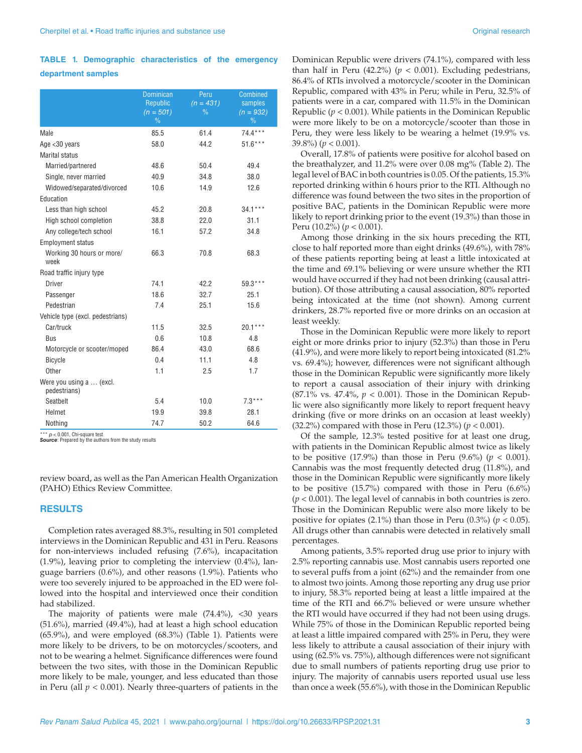**TABLE 1. Demographic characteristics of the emergency department samples**

| | Dominican Republic (*n* = 501) % | Peru (*n* = 431) % | Combined samples (*n* = 932) % |
|---|---|---|---|
| Male | 85.5 | 61.4 | 74.4*** |
| Age <30 years | 58.0 | 44.2 | 51.6*** |
| Marital status | | | |
| Married/partnered | 48.6 | 50.4 | 49.4 |
| Single, never married | 40.9 | 34.8 | 38.0 |
| Widowed/separated/divorced | 10.6 | 14.9 | 12.6 |
| Education | | | |
| Less than high school | 45.2 | 20.8 | 34.1*** |
| High school completion | 38.8 | 22.0 | 31.1 |
| Any college/tech school | 16.1 | 57.2 | 34.8 |
| Employment status | | | |
| Working 30 hours or more/ week | 66.3 | 70.8 | 68.3 |
| Road traffic injury type | | | |
| Driver | 74.1 | 42.2 | 59.3*** |
| Passenger | 18.6 | 32.7 | 25.1 |
| Pedestrian | 7.4 | 25.1 | 15.6 |
| Vehicle type (excl. pedestrians) | | | |
| Car/truck | 11.5 | 32.5 | 20.1*** |
| Bus | 0.6 | 10.8 | 4.8 |
| Motorcycle or scooter/moped | 86.4 | 43.0 | 68.6 |
| Bicycle | 0.4 | 11.1 | 4.8 |
| Other | 1.1 | 2.5 | 1.7 |
| Were you using a … (excl. pedestrians) | | | |
| Seatbelt | 5.4 | 10.0 | 7.3*** |
| Helmet | 19.9 | 39.8 | 28.1 |
| Nothing | 74.7 | 50.2 | 64.6 |

*** $p < 0.001$, Chi-square test
***Source***: Prepared by the authors from the study results

review board, as well as the Pan American Health Organization (PAHO) Ethics Review Committee.

## RESULTS

Completion rates averaged 88.3%, resulting in 501 completed interviews in the Dominican Republic and 431 in Peru. Reasons for non-interviews included refusing (7.6%), incapacitation (1.9%), leaving prior to completing the interview (0.4%), language barriers (0.6%), and other reasons (1.9%). Patients who were too severely injured to be approached in the ED were followed into the hospital and interviewed once their condition had stabilized.

The majority of patients were male (74.4%), <30 years (51.6%), married (49.4%), had at least a high school education (65.9%), and were employed (68.3%) (Table 1). Patients were more likely to be drivers, to be on motorcycles/scooters, and not to be wearing a helmet. Significance differences were found between the two sites, with those in the Dominican Republic more likely to be male, younger, and less educated than those in Peru (all $p < 0.001$). Nearly three-quarters of patients in the Dominican Republic were drivers (74.1%), compared with less than half in Peru (42.2%) ($p < 0.001$). Excluding pedestrians, 86.4% of RTIs involved a motorcycle/scooter in the Dominican Republic, compared with 43% in Peru; while in Peru, 32.5% of patients were in a car, compared with 11.5% in the Dominican Republic ($p < 0.001$). While patients in the Dominican Republic were more likely to be on a motorcycle/scooter than those in Peru, they were less likely to be wearing a helmet (19.9% vs. 39.8%) ($p < 0.001$).

Overall, 17.8% of patients were positive for alcohol based on the breathalyzer, and 11.2% were over 0.08 mg% (Table 2). The legal level of BAC in both countries is 0.05. Of the patients, 15.3% reported drinking within 6 hours prior to the RTI. Although no difference was found between the two sites in the proportion of positive BAC, patients in the Dominican Republic were more likely to report drinking prior to the event (19.3%) than those in Peru (10.2%) ($p < 0.001$).

Among those drinking in the six hours preceding the RTI, close to half reported more than eight drinks (49.6%), with 78% of these patients reporting being at least a little intoxicated at the time and 69.1% believing or were unsure whether the RTI would have occurred if they had not been drinking (causal attribution). Of those attributing a causal association, 80% reported being intoxicated at the time (not shown). Among current drinkers, 28.7% reported five or more drinks on an occasion at least weekly.

Those in the Dominican Republic were more likely to report eight or more drinks prior to injury (52.3%) than those in Peru (41.9%), and were more likely to report being intoxicated (81.2% vs. 69.4%); however, differences were not significant although those in the Dominican Republic were significantly more likely to report a causal association of their injury with drinking (87.1% vs. 47.4%, $p < 0.001$). Those in the Dominican Republic were also significantly more likely to report frequent heavy drinking (five or more drinks on an occasion at least weekly) (32.2%) compared with those in Peru (12.3%) ($p < 0.001$).

Of the sample, 12.3% tested positive for at least one drug, with patients in the Dominican Republic almost twice as likely to be positive (17.9%) than those in Peru (9.6%) ($p < 0.001$). Cannabis was the most frequently detected drug (11.8%), and those in the Dominican Republic were significantly more likely to be positive (15.7%) compared with those in Peru (6.6%) ($p < 0.001$). The legal level of cannabis in both countries is zero. Those in the Dominican Republic were also more likely to be positive for opiates (2.1%) than those in Peru (0.3%) ($p < 0.05$). All drugs other than cannabis were detected in relatively small percentages.

Among patients, 3.5% reported drug use prior to injury with 2.5% reporting cannabis use. Most cannabis users reported one to several puffs from a joint (62%) and the remainder from one to almost two joints. Among those reporting any drug use prior to injury, 58.3% reported being at least a little impaired at the time of the RTI and 66.7% believed or were unsure whether the RTI would have occurred if they had not been using drugs. While 75% of those in the Dominican Republic reported being at least a little impaired compared with 25% in Peru, they were less likely to attribute a causal association of their injury with using (62.5% vs. 75%), although differences were not significant due to small numbers of patients reporting drug use prior to injury. The majority of cannabis users reported usual use less than once a week (55.6%), with those in the Dominican Republic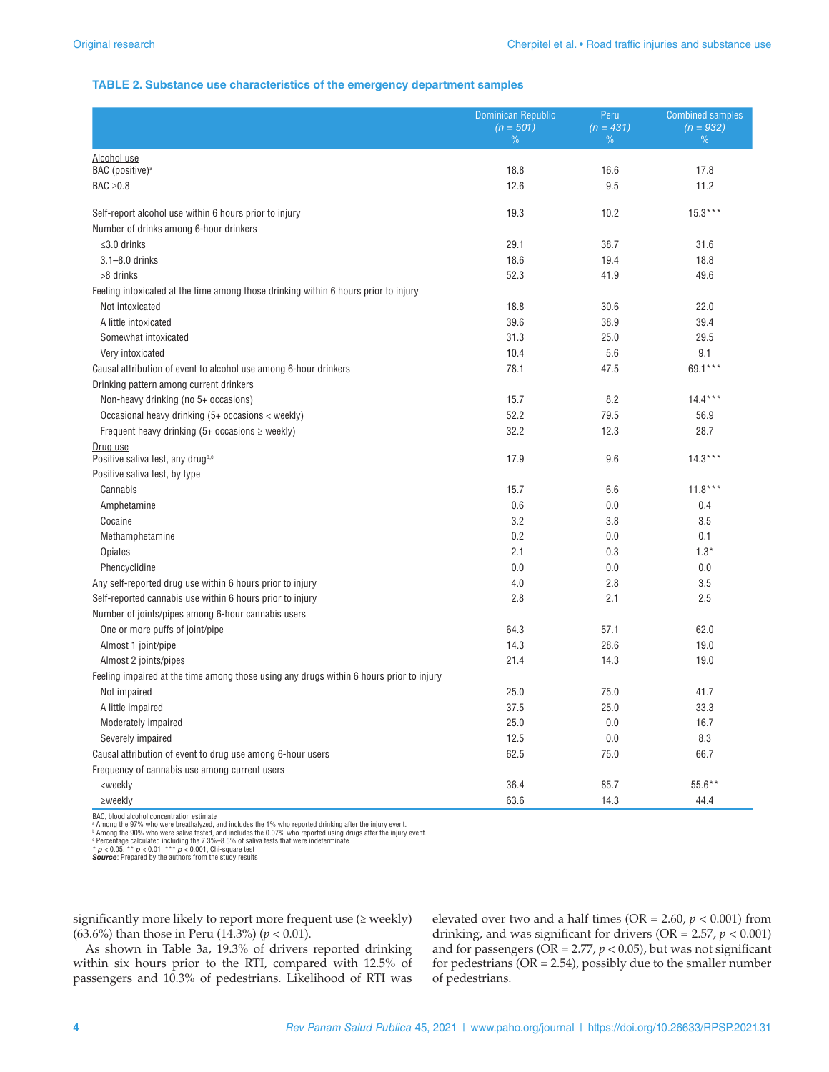**TABLE 2. Substance use characteristics of the emergency department samples**

| | Dominican Republic (*n* = 501) % | Peru (*n* = 431) % | Combined samples (*n* = 932) % |
|---|---|---|---|
| Alcohol use | | | |
| BAC (positive)[a] | 18.8 | 16.6 | 17.8 |
| BAC ≥0.8 | 12.6 | 9.5 | 11.2 |
| Self-report alcohol use within 6 hours prior to injury | 19.3 | 10.2 | 15.3*** |
| Number of drinks among 6-hour drinkers | | | |
| ≤3.0 drinks | 29.1 | 38.7 | 31.6 |
| 3.1–8.0 drinks | 18.6 | 19.4 | 18.8 |
| >8 drinks | 52.3 | 41.9 | 49.6 |
| Feeling intoxicated at the time among those drinking within 6 hours prior to injury | | | |
| Not intoxicated | 18.8 | 30.6 | 22.0 |
| A little intoxicated | 39.6 | 38.9 | 39.4 |
| Somewhat intoxicated | 31.3 | 25.0 | 29.5 |
| Very intoxicated | 10.4 | 5.6 | 9.1 |
| Causal attribution of event to alcohol use among 6-hour drinkers | 78.1 | 47.5 | 69.1*** |
| Drinking pattern among current drinkers | | | |
| Non-heavy drinking (no 5+ occasions) | 15.7 | 8.2 | 14.4*** |
| Occasional heavy drinking (5+ occasions < weekly) | 52.2 | 79.5 | 56.9 |
| Frequent heavy drinking (5+ occasions ≥ weekly) | 32.2 | 12.3 | 28.7 |
| Drug use | | | |
| Positive saliva test, any drug[b,c] | 17.9 | 9.6 | 14.3*** |
| Positive saliva test, by type | | | |
| Cannabis | 15.7 | 6.6 | 11.8*** |
| Amphetamine | 0.6 | 0.0 | 0.4 |
| Cocaine | 3.2 | 3.8 | 3.5 |
| Methamphetamine | 0.2 | 0.0 | 0.1 |
| Opiates | 2.1 | 0.3 | 1.3* |
| Phencyclidine | 0.0 | 0.0 | 0.0 |
| Any self-reported drug use within 6 hours prior to injury | 4.0 | 2.8 | 3.5 |
| Self-reported cannabis use within 6 hours prior to injury | 2.8 | 2.1 | 2.5 |
| Number of joints/pipes among 6-hour cannabis users | | | |
| One or more puffs of joint/pipe | 64.3 | 57.1 | 62.0 |
| Almost 1 joint/pipe | 14.3 | 28.6 | 19.0 |
| Almost 2 joints/pipes | 21.4 | 14.3 | 19.0 |
| Feeling impaired at the time among those using any drugs within 6 hours prior to injury | | | |
| Not impaired | 25.0 | 75.0 | 41.7 |
| A little impaired | 37.5 | 25.0 | 33.3 |
| Moderately impaired | 25.0 | 0.0 | 16.7 |
| Severely impaired | 12.5 | 0.0 | 8.3 |
| Causal attribution of event to drug use among 6-hour users | 62.5 | 75.0 | 66.7 |
| Frequency of cannabis use among current users | | | |
| <weekly | 36.4 | 85.7 | 55.6** |
| ≥weekly | 63.6 | 14.3 | 44.4 |

BAC, blood alcohol concentration estimate
[a] Among the 97% who were breathalyzed, and includes the 1% who reported drinking after the injury event.
[b] Among the 90% who were saliva tested, and includes the 0.07% who reported using drugs after the injury event.
[c] Percentage calculated including the 7.3%–8.5% of saliva tests that were indeterminate.
* $p < 0.05$, ** $p < 0.01$, *** $p < 0.001$, Chi-square test
***Source***: Prepared by the authors from the study results

significantly more likely to report more frequent use (≥ weekly) (63.6%) than those in Peru (14.3%) ($p < 0.01$).

As shown in Table 3a, 19.3% of drivers reported drinking within six hours prior to the RTI, compared with 12.5% of passengers and 10.3% of pedestrians. Likelihood of RTI was elevated over two and a half times (OR = 2.60, $p < 0.001$) from drinking, and was significant for drivers (OR = 2.57, $p < 0.001$) and for passengers (OR = 2.77, $p < 0.05$), but was not significant for pedestrians (OR = 2.54), possibly due to the smaller number of pedestrians.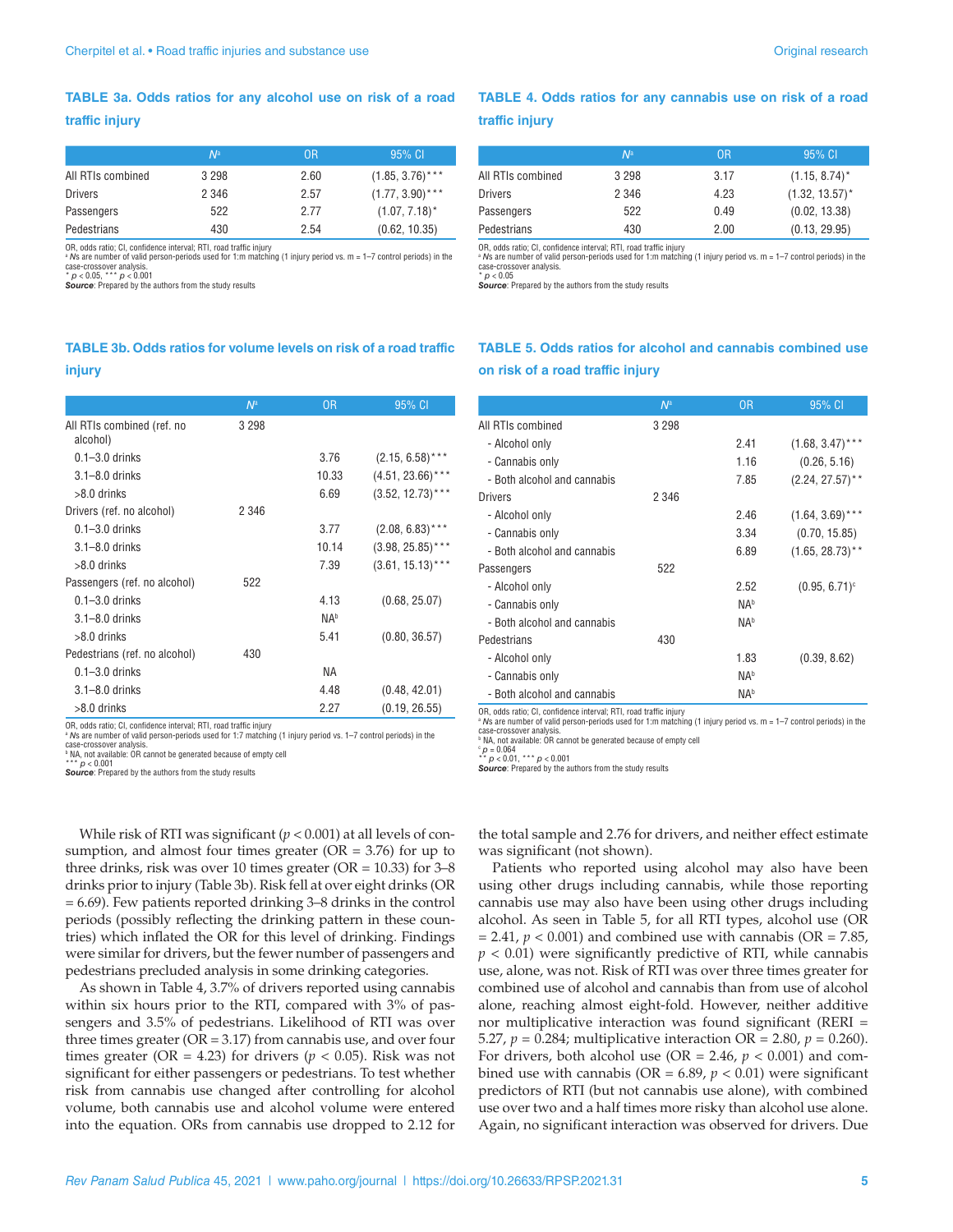**TABLE 3a. Odds ratios for any alcohol use on risk of a road traffic injury**

| | N[a] | OR | 95% CI |
|---|---|---|---|
| All RTIs combined | 3 298 | 2.60 | (1.85, 3.76)*** |
| Drivers | 2 346 | 2.57 | (1.77, 3.90)*** |
| Passengers | 522 | 2.77 | (1.07, 7.18)* |
| Pedestrians | 430 | 2.54 | (0.62, 10.35) |

OR, odds ratio; CI, confidence interval; RTI, road traffic injury
[a] Ns are number of valid person-periods used for 1:m matching (1 injury period vs. m = 1–7 control periods) in the case-crossover analysis.
* $p < 0.05$, *** $p < 0.001$
***Source***: Prepared by the authors from the study results

**TABLE 3b. Odds ratios for volume levels on risk of a road traffic injury**

| | N[a] | OR | 95% CI |
|---|---|---|---|
| All RTIs combined (ref. no alcohol) | 3 298 | | |
| 0.1–3.0 drinks | | 3.76 | (2.15, 6.58)*** |
| 3.1–8.0 drinks | | 10.33 | (4.51, 23.66)*** |
| >8.0 drinks | | 6.69 | (3.52, 12.73)*** |
| Drivers (ref. no alcohol) | 2 346 | | |
| 0.1–3.0 drinks | | 3.77 | (2.08, 6.83)*** |
| 3.1–8.0 drinks | | 10.14 | (3.98, 25.85)*** |
| >8.0 drinks | | 7.39 | (3.61, 15.13)*** |
| Passengers (ref. no alcohol) | 522 | | |
| 0.1–3.0 drinks | | 4.13 | (0.68, 25.07) |
| 3.1–8.0 drinks | | NA[b] | |
| >8.0 drinks | | 5.41 | (0.80, 36.57) |
| Pedestrians (ref. no alcohol) | 430 | | |
| 0.1–3.0 drinks | | NA | |
| 3.1–8.0 drinks | | 4.48 | (0.48, 42.01) |
| >8.0 drinks | | 2.27 | (0.19, 26.55) |

OR, odds ratio; CI, confidence interval; RTI, road traffic injury
[a] Ns are number of valid person-periods used for 1:7 matching (1 injury period vs. 1–7 control periods) in the case-crossover analysis.
[b] NA, not available: OR cannot be generated because of empty cell
*** $p < 0.001$
***Source***: Prepared by the authors from the study results

**TABLE 4. Odds ratios for any cannabis use on risk of a road traffic injury**

| | N[a] | OR | 95% CI |
|---|---|---|---|
| All RTIs combined | 3 298 | 3.17 | (1.15, 8.74)* |
| Drivers | 2 346 | 4.23 | (1.32, 13.57)* |
| Passengers | 522 | 0.49 | (0.02, 13.38) |
| Pedestrians | 430 | 2.00 | (0.13, 29.95) |

OR, odds ratio; CI, confidence interval; RTI, road traffic injury
[a] Ns are number of valid person-periods used for 1:m matching (1 injury period vs. m = 1–7 control periods) in the case-crossover analysis.
* $p < 0.05$
***Source***: Prepared by the authors from the study results

**TABLE 5. Odds ratios for alcohol and cannabis combined use on risk of a road traffic injury**

| | N[a] | OR | 95% CI |
|---|---|---|---|
| All RTIs combined | 3 298 | | |
| - Alcohol only | | 2.41 | (1.68, 3.47)*** |
| - Cannabis only | | 1.16 | (0.26, 5.16) |
| - Both alcohol and cannabis | | 7.85 | (2.24, 27.57)** |
| Drivers | 2 346 | | |
| - Alcohol only | | 2.46 | (1.64, 3.69)*** |
| - Cannabis only | | 3.34 | (0.70, 15.85) |
| - Both alcohol and cannabis | | 6.89 | (1.65, 28.73)** |
| Passengers | 522 | | |
| - Alcohol only | | 2.52 | (0.95, 6.71)[c] |
| - Cannabis only | | NA[b] | |
| - Both alcohol and cannabis | | NA[b] | |
| Pedestrians | 430 | | |
| - Alcohol only | | 1.83 | (0.39, 8.62) |
| - Cannabis only | | NA[b] | |
| - Both alcohol and cannabis | | NA[b] | |

OR, odds ratio; CI, confidence interval; RTI, road traffic injury
[a] Ns are number of valid person-periods used for 1:m matching (1 injury period vs. m = 1–7 control periods) in the case-crossover analysis.
[b] NA, not available: OR cannot be generated because of empty cell
[c] $p = 0.064$
** $p < 0.01$, *** $p < 0.001$
***Source***: Prepared by the authors from the study results

While risk of RTI was significant ($p < 0.001$) at all levels of consumption, and almost four times greater (OR = 3.76) for up to three drinks, risk was over 10 times greater (OR = 10.33) for 3–8 drinks prior to injury (Table 3b). Risk fell at over eight drinks (OR = 6.69). Few patients reported drinking 3–8 drinks in the control periods (possibly reflecting the drinking pattern in these countries) which inflated the OR for this level of drinking. Findings were similar for drivers, but the fewer number of passengers and pedestrians precluded analysis in some drinking categories.

As shown in Table 4, 3.7% of drivers reported using cannabis within six hours prior to the RTI, compared with 3% of passengers and 3.5% of pedestrians. Likelihood of RTI was over three times greater (OR = 3.17) from cannabis use, and over four times greater (OR = 4.23) for drivers ($p < 0.05$). Risk was not significant for either passengers or pedestrians. To test whether risk from cannabis use changed after controlling for alcohol volume, both cannabis use and alcohol volume were entered into the equation. ORs from cannabis use dropped to 2.12 for the total sample and 2.76 for drivers, and neither effect estimate was significant (not shown).

Patients who reported using alcohol may also have been using other drugs including cannabis, while those reporting cannabis use may also have been using other drugs including alcohol. As seen in Table 5, for all RTI types, alcohol use (OR = 2.41, $p < 0.001$) and combined use with cannabis (OR = 7.85, $p < 0.01$) were significantly predictive of RTI, while cannabis use, alone, was not. Risk of RTI was over three times greater for combined use of alcohol and cannabis than from use of alcohol alone, reaching almost eight-fold. However, neither additive nor multiplicative interaction was found significant (RERI = 5.27, $p = 0.284$; multiplicative interaction OR = 2.80, $p = 0.260$). For drivers, both alcohol use (OR = 2.46, $p < 0.001$) and combined use with cannabis (OR = 6.89, $p < 0.01$) were significant predictors of RTI (but not cannabis use alone), with combined use over two and a half times more risky than alcohol use alone. Again, no significant interaction was observed for drivers. Due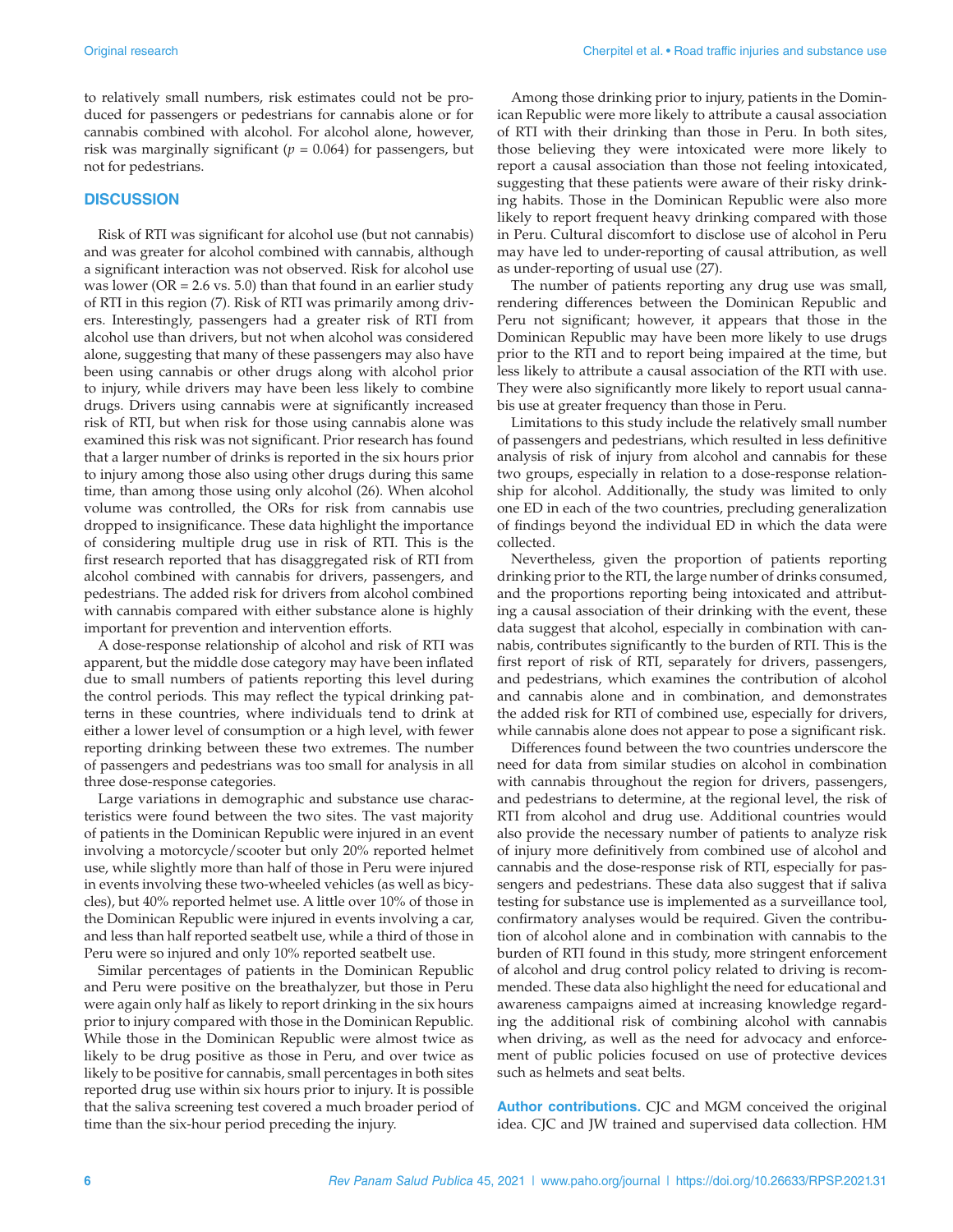to relatively small numbers, risk estimates could not be produced for passengers or pedestrians for cannabis alone or for cannabis combined with alcohol. For alcohol alone, however, risk was marginally significant ($p = 0.064$) for passengers, but not for pedestrians.

## DISCUSSION

Risk of RTI was significant for alcohol use (but not cannabis) and was greater for alcohol combined with cannabis, although a significant interaction was not observed. Risk for alcohol use was lower (OR = 2.6 vs. 5.0) than that found in an earlier study of RTI in this region (7). Risk of RTI was primarily among drivers. Interestingly, passengers had a greater risk of RTI from alcohol use than drivers, but not when alcohol was considered alone, suggesting that many of these passengers may also have been using cannabis or other drugs along with alcohol prior to injury, while drivers may have been less likely to combine drugs. Drivers using cannabis were at significantly increased risk of RTI, but when risk for those using cannabis alone was examined this risk was not significant. Prior research has found that a larger number of drinks is reported in the six hours prior to injury among those also using other drugs during this same time, than among those using only alcohol (26). When alcohol volume was controlled, the ORs for risk from cannabis use dropped to insignificance. These data highlight the importance of considering multiple drug use in risk of RTI. This is the first research reported that has disaggregated risk of RTI from alcohol combined with cannabis for drivers, passengers, and pedestrians. The added risk for drivers from alcohol combined with cannabis compared with either substance alone is highly important for prevention and intervention efforts.

A dose-response relationship of alcohol and risk of RTI was apparent, but the middle dose category may have been inflated due to small numbers of patients reporting this level during the control periods. This may reflect the typical drinking patterns in these countries, where individuals tend to drink at either a lower level of consumption or a high level, with fewer reporting drinking between these two extremes. The number of passengers and pedestrians was too small for analysis in all three dose-response categories.

Large variations in demographic and substance use characteristics were found between the two sites. The vast majority of patients in the Dominican Republic were injured in an event involving a motorcycle/scooter but only 20% reported helmet use, while slightly more than half of those in Peru were injured in events involving these two-wheeled vehicles (as well as bicycles), but 40% reported helmet use. A little over 10% of those in the Dominican Republic were injured in events involving a car, and less than half reported seatbelt use, while a third of those in Peru were so injured and only 10% reported seatbelt use.

Similar percentages of patients in the Dominican Republic and Peru were positive on the breathalyzer, but those in Peru were again only half as likely to report drinking in the six hours prior to injury compared with those in the Dominican Republic. While those in the Dominican Republic were almost twice as likely to be drug positive as those in Peru, and over twice as likely to be positive for cannabis, small percentages in both sites reported drug use within six hours prior to injury. It is possible that the saliva screening test covered a much broader period of time than the six-hour period preceding the injury.

Among those drinking prior to injury, patients in the Dominican Republic were more likely to attribute a causal association of RTI with their drinking than those in Peru. In both sites, those believing they were intoxicated were more likely to report a causal association than those not feeling intoxicated, suggesting that these patients were aware of their risky drinking habits. Those in the Dominican Republic were also more likely to report frequent heavy drinking compared with those in Peru. Cultural discomfort to disclose use of alcohol in Peru may have led to under-reporting of causal attribution, as well as under-reporting of usual use (27).

The number of patients reporting any drug use was small, rendering differences between the Dominican Republic and Peru not significant; however, it appears that those in the Dominican Republic may have been more likely to use drugs prior to the RTI and to report being impaired at the time, but less likely to attribute a causal association of the RTI with use. They were also significantly more likely to report usual cannabis use at greater frequency than those in Peru.

Limitations to this study include the relatively small number of passengers and pedestrians, which resulted in less definitive analysis of risk of injury from alcohol and cannabis for these two groups, especially in relation to a dose-response relationship for alcohol. Additionally, the study was limited to only one ED in each of the two countries, precluding generalization of findings beyond the individual ED in which the data were collected.

Nevertheless, given the proportion of patients reporting drinking prior to the RTI, the large number of drinks consumed, and the proportions reporting being intoxicated and attributing a causal association of their drinking with the event, these data suggest that alcohol, especially in combination with cannabis, contributes significantly to the burden of RTI. This is the first report of risk of RTI, separately for drivers, passengers, and pedestrians, which examines the contribution of alcohol and cannabis alone and in combination, and demonstrates the added risk for RTI of combined use, especially for drivers, while cannabis alone does not appear to pose a significant risk.

Differences found between the two countries underscore the need for data from similar studies on alcohol in combination with cannabis throughout the region for drivers, passengers, and pedestrians to determine, at the regional level, the risk of RTI from alcohol and drug use. Additional countries would also provide the necessary number of patients to analyze risk of injury more definitively from combined use of alcohol and cannabis and the dose-response risk of RTI, especially for passengers and pedestrians. These data also suggest that if saliva testing for substance use is implemented as a surveillance tool, confirmatory analyses would be required. Given the contribution of alcohol alone and in combination with cannabis to the burden of RTI found in this study, more stringent enforcement of alcohol and drug control policy related to driving is recommended. These data also highlight the need for educational and awareness campaigns aimed at increasing knowledge regarding the additional risk of combining alcohol with cannabis when driving, as well as the need for advocacy and enforcement of public policies focused on use of protective devices such as helmets and seat belts.

**Author contributions.** CJC and MGM conceived the original idea. CJC and JW trained and supervised data collection. HM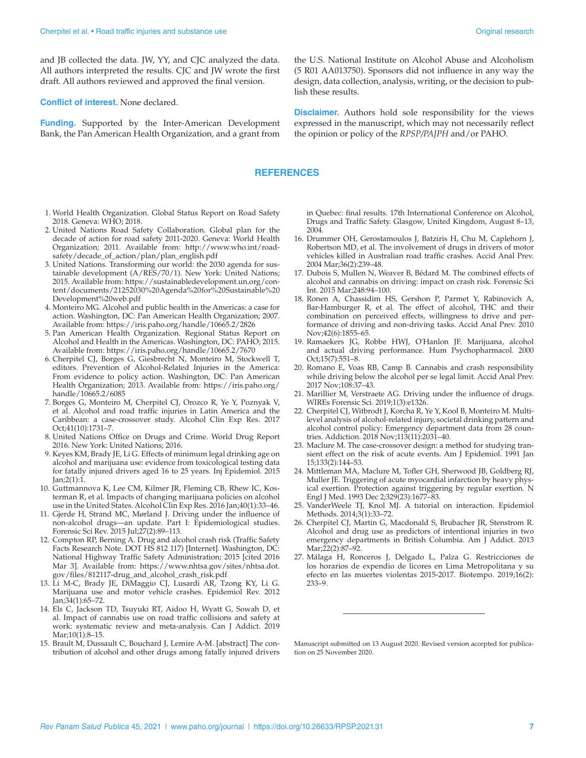and JB collected the data. JW, YY, and CJC analyzed the data. All authors interpreted the results. CJC and JW wrote the first draft. All authors reviewed and approved the final version.

**Conflict of interest.** None declared.

**Funding.** Supported by the Inter-American Development Bank, the Pan American Health Organization, and a grant from the U.S. National Institute on Alcohol Abuse and Alcoholism (5 R01 AA013750). Sponsors did not influence in any way the design, data collection, analysis, writing, or the decision to publish these results.

**Disclaimer.** Authors hold sole responsibility for the views expressed in the manuscript, which may not necessarily reflect the opinion or policy of the *RPSP/PAJPH* and/or PAHO.

## REFERENCES

1. World Health Organization. Global Status Report on Road Safety 2018. Geneva: WHO; 2018.
2. United Nations Road Safety Collaboration. Global plan for the decade of action for road safety 2011-2020. Geneva: World Health Organization; 2011. Available from: http://www.who.int/roadsafety/decade_of_action/plan/plan_english.pdf
3. United Nations. Transforming our world: the 2030 agenda for sustainable development (A/RES/70/1). New York: United Nations; 2015. Available from: https://sustainabledevelopment.un.org/content/documents/21252030%20Agenda%20for%20Sustainable%20Development%20web.pdf
4. Monteiro MG. Alcohol and public health in the Americas: a case for action. Washington, DC: Pan American Health Organization; 2007. Available from: https://iris.paho.org/handle/10665.2/2826
5. Pan American Health Organization. Regional Status Report on Alcohol and Health in the Americas. Washington, DC: PAHO; 2015. Available from: https://iris.paho.org/handle/10665.2/7670
6. Cherpitel CJ, Borges G, Giesbrecht N, Monteiro M, Stockwell T, editors. Prevention of Alcohol-Related Injuries in the America: From evidence to policy action. Washington, DC: Pan American Health Organization; 2013. Available from: https://iris.paho.org/handle/10665.2/6085
7. Borges G, Monteiro M, Cherpitel CJ, Orozco R, Ye Y, Poznyak V, et al. Alcohol and road traffic injuries in Latin America and the Caribbean: a case-crossover study. Alcohol Clin Exp Res. 2017 Oct;41(10):1731–7.
8. United Nations Office on Drugs and Crime. World Drug Report 2016. New York: United Nations; 2016.
9. Keyes KM, Brady JE, Li G. Effects of minimum legal drinking age on alcohol and marijuana use: evidence from toxicological testing data for fatally injured drivers aged 16 to 25 years. Inj Epidemiol. 2015 Jan;2(1):1.
10. Guttmannova K, Lee CM, Kilmer JR, Fleming CB, Rhew IC, Kosterman R, et al. Impacts of changing marijuana policies on alcohol use in the United States. Alcohol Clin Exp Res. 2016 Jan;40(1):33–46.
11. Gjerde H, Strand MC, Mørland J. Driving under the influence of non-alcohol drugs—an update. Part I: Epidemiological studies. Forensic Sci Rev. 2015 Jul;27(2):89–113.
12. Compton RP, Berning A. Drug and alcohol crash risk (Traffic Safety Facts Research Note. DOT HS 812 117) [Internet]. Washington, DC: National Highway Traffic Safety Administration; 2015 [cited 2016 Mar 3]. Available from: https://www.nhtsa.gov/sites/nhtsa.dot.gov/files/812117-drug_and_alcohol_crash_risk.pdf
13. Li M-C, Brady JE, DiMaggio CJ, Lusardi AR, Tzong KY, Li G. Marijuana use and motor vehicle crashes. Epidemiol Rev. 2012 Jan;34(1):65–72.
14. Els C, Jackson TD, Tsuyuki RT, Aidoo H, Wyatt G, Sowah D, et al. Impact of cannabis use on road traffic collisions and safety at work: systematic review and meta-analysis. Can J Addict. 2019 Mar;10(1):8–15.
15. Brault M, Dussault C, Bouchard J, Lemire A-M. [abstract] The contribution of alcohol and other drugs among fatally injured drivers in Quebec: final results. 17th International Conference on Alcohol, Drugs and Traffic Safety. Glasgow, United Kingdom, August 8–13, 2004.
16. Drummer OH, Gerostamoulos J, Batziris H, Chu M, Caplehorn J, Robertson MD, et al. The involvement of drugs in drivers of motor vehicles killed in Australian road traffic crashes. Accid Anal Prev. 2004 Mar;36(2):239–48.
17. Dubois S, Mullen N, Weaver B, Bédard M. The combined effects of alcohol and cannabis on driving: impact on crash risk. Forensic Sci Int. 2015 Mar;248:94–100.
18. Ronen A, Chassidim HS, Gershon P, Parmet Y, Rabinovich A, Bar-Hamburger R, et al. The effect of alcohol, THC and their combination on perceived effects, willingness to drive and performance of driving and non-driving tasks. Accid Anal Prev. 2010 Nov;42(6):1855–65.
19. Ramaekers JG, Robbe HWJ, O'Hanlon JF. Marijuana, alcohol and actual driving performance. Hum Psychopharmacol. 2000 Oct;15(7):551–8.
20. Romano E, Voas RB, Camp B. Cannabis and crash responsibility while driving below the alcohol per se legal limit. Accid Anal Prev. 2017 Nov;108:37–43.
21. Marillier M, Verstraete AG. Driving under the influence of drugs. WIREs Forensic Sci. 2019;1(3):e1326.
22. Cherpitel CJ, Witbrodt J, Korcha R, Ye Y, Kool B, Monteiro M. Multilevel analysis of alcohol-related injury, societal drinking pattern and alcohol control policy: Emergency department data from 28 countries. Addiction. 2018 Nov;113(11):2031–40.
23. Maclure M. The case-crossover design: a method for studying transient effect on the risk of acute events. Am J Epidemiol. 1991 Jan 15;133(2):144–53.
24. Mittleman MA, Maclure M, Tofler GH, Sherwood JB, Goldberg RJ, Muller JE. Triggering of acute myocardial infarction by heavy physical exertion. Protection against triggering by regular exertion. N Engl J Med. 1993 Dec 2;329(23):1677–83.
25. VanderWeele TJ, Knol MJ. A tutorial on interaction. Epidemiol Methods. 2014;3(1):33–72.
26. Cherpitel CJ, Martin G, Macdonald S, Brubacher JR, Stenstrom R. Alcohol and drug use as predictors of intentional injuries in two emergency departments in British Columbia. Am J Addict. 2013 Mar;22(2):87–92.
27. Málaga H, Ronceros J, Delgado L, Palza G. Restricciones de los horarios de expendio de licores en Lima Metropolitana y su efecto en las muertes violentas 2015-2017. Biotempo. 2019;16(2): 233–9.

---

Manuscript submitted on 13 August 2020. Revised version accepted for publication on 25 November 2020.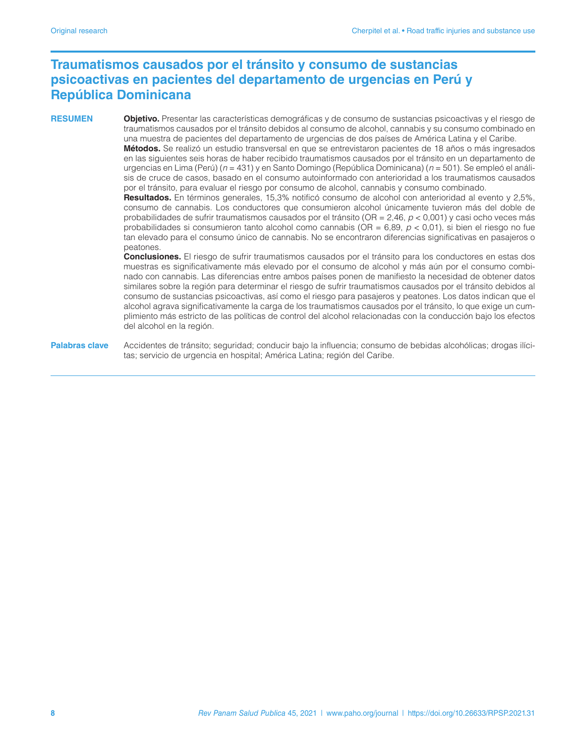# Traumatismos causados por el tránsito y consumo de sustancias psicoactivas en pacientes del departamento de urgencias en Perú y República Dominicana

**RESUMEN**

**Objetivo.** Presentar las características demográficas y de consumo de sustancias psicoactivas y el riesgo de traumatismos causados por el tránsito debidos al consumo de alcohol, cannabis y su consumo combinado en una muestra de pacientes del departamento de urgencias de dos países de América Latina y el Caribe.

**Métodos.** Se realizó un estudio transversal en que se entrevistaron pacientes de 18 años o más ingresados en las siguientes seis horas de haber recibido traumatismos causados por el tránsito en un departamento de urgencias en Lima (Perú) ($n$ = 431) y en Santo Domingo (República Dominicana) ($n$ = 501). Se empleó el análisis de cruce de casos, basado en el consumo autoinformado con anterioridad a los traumatismos causados por el tránsito, para evaluar el riesgo por consumo de alcohol, cannabis y consumo combinado.

**Resultados.** En términos generales, 15,3% notificó consumo de alcohol con anterioridad al evento y 2,5%, consumo de cannabis. Los conductores que consumieron alcohol únicamente tuvieron más del doble de probabilidades de sufrir traumatismos causados por el tránsito (OR = 2,46, $p$ < 0,001) y casi ocho veces más probabilidades si consumieron tanto alcohol como cannabis (OR = 6,89, $p$ < 0,01), si bien el riesgo no fue tan elevado para el consumo único de cannabis. No se encontraron diferencias significativas en pasajeros o peatones.

**Conclusiones.** El riesgo de sufrir traumatismos causados por el tránsito para los conductores en estas dos muestras es significativamente más elevado por el consumo de alcohol y más aún por el consumo combinado con cannabis. Las diferencias entre ambos países ponen de manifiesto la necesidad de obtener datos similares sobre la región para determinar el riesgo de sufrir traumatismos causados por el tránsito debidos al consumo de sustancias psicoactivas, así como el riesgo para pasajeros y peatones. Los datos indican que el alcohol agrava significativamente la carga de los traumatismos causados por el tránsito, lo que exige un cumplimiento más estricto de las políticas de control del alcohol relacionadas con la conducción bajo los efectos del alcohol en la región.

**Palabras clave** Accidentes de tránsito; seguridad; conducir bajo la influencia; consumo de bebidas alcohólicas; drogas ilícitas; servicio de urgencia en hospital; América Latina; región del Caribe.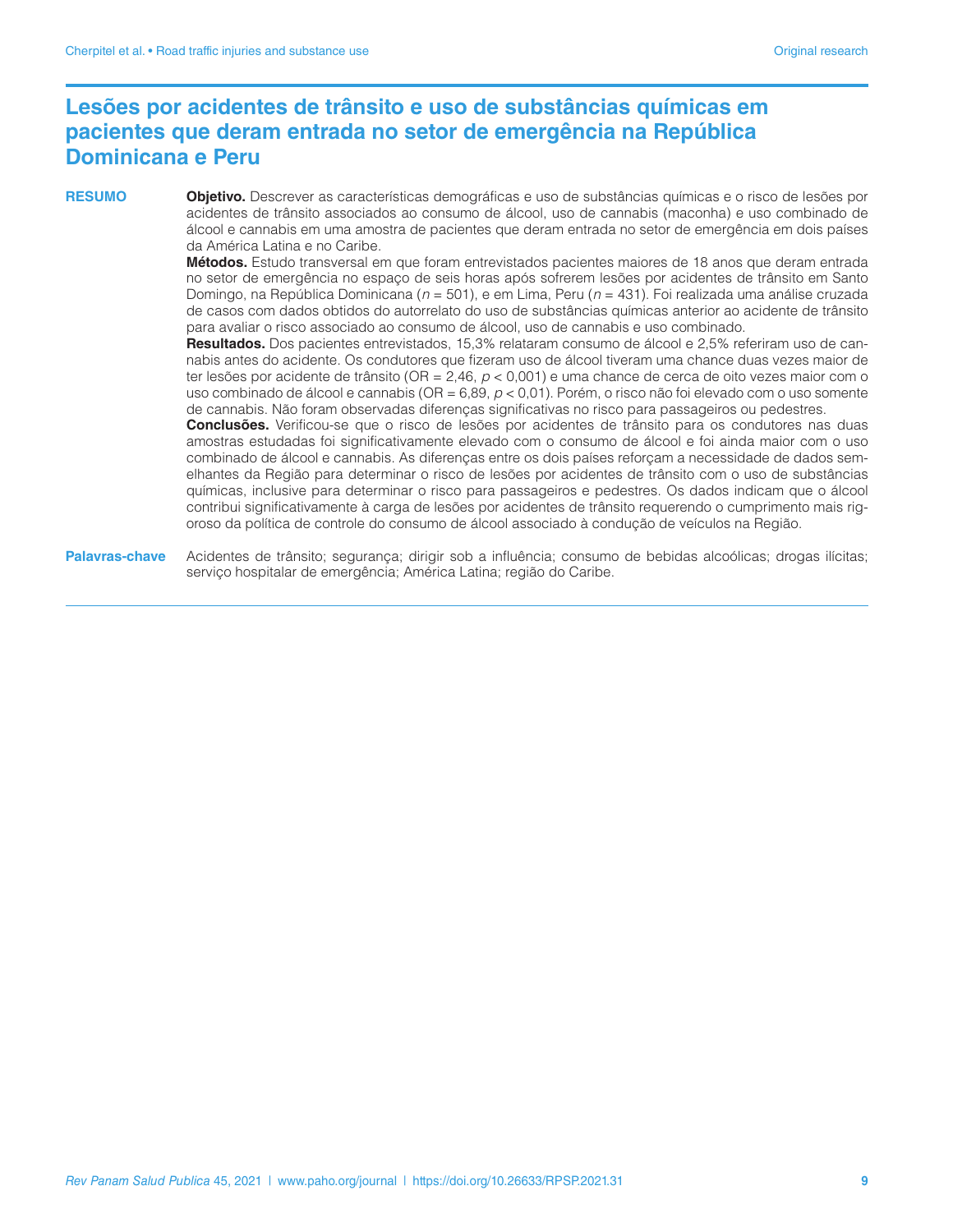# Lesões por acidentes de trânsito e uso de substâncias químicas em pacientes que deram entrada no setor de emergência na República Dominicana e Peru

**RESUMO**

**Objetivo.** Descrever as características demográficas e uso de substâncias químicas e o risco de lesões por acidentes de trânsito associados ao consumo de álcool, uso de cannabis (maconha) e uso combinado de álcool e cannabis em uma amostra de pacientes que deram entrada no setor de emergência em dois países da América Latina e no Caribe.

**Métodos.** Estudo transversal em que foram entrevistados pacientes maiores de 18 anos que deram entrada no setor de emergência no espaço de seis horas após sofrerem lesões por acidentes de trânsito em Santo Domingo, na República Dominicana ($n$ = 501), e em Lima, Peru ($n$ = 431). Foi realizada uma análise cruzada de casos com dados obtidos do autorrelato do uso de substâncias químicas anterior ao acidente de trânsito para avaliar o risco associado ao consumo de álcool, uso de cannabis e uso combinado.

**Resultados.** Dos pacientes entrevistados, 15,3% relataram consumo de álcool e 2,5% referiram uso de cannabis antes do acidente. Os condutores que fizeram uso de álcool tiveram uma chance duas vezes maior de ter lesões por acidente de trânsito (OR = 2,46, $p$ < 0,001) e uma chance de cerca de oito vezes maior com o uso combinado de álcool e cannabis (OR = 6,89, $p$ < 0,01). Porém, o risco não foi elevado com o uso somente de cannabis. Não foram observadas diferenças significativas no risco para passageiros ou pedestres.

**Conclusões.** Verificou-se que o risco de lesões por acidentes de trânsito para os condutores nas duas amostras estudadas foi significativamente elevado com o consumo de álcool e foi ainda maior com o uso combinado de álcool e cannabis. As diferenças entre os dois países reforçam a necessidade de dados semelhantes da Região para determinar o risco de lesões por acidentes de trânsito com o uso de substâncias químicas, inclusive para determinar o risco para passageiros e pedestres. Os dados indicam que o álcool contribui significativamente à carga de lesões por acidentes de trânsito requerendo o cumprimento mais rigoroso da política de controle do consumo de álcool associado à condução de veículos na Região.

**Palavras-chave** Acidentes de trânsito; segurança; dirigir sob a influência; consumo de bebidas alcoólicas; drogas ilícitas; serviço hospitalar de emergência; América Latina; região do Caribe.